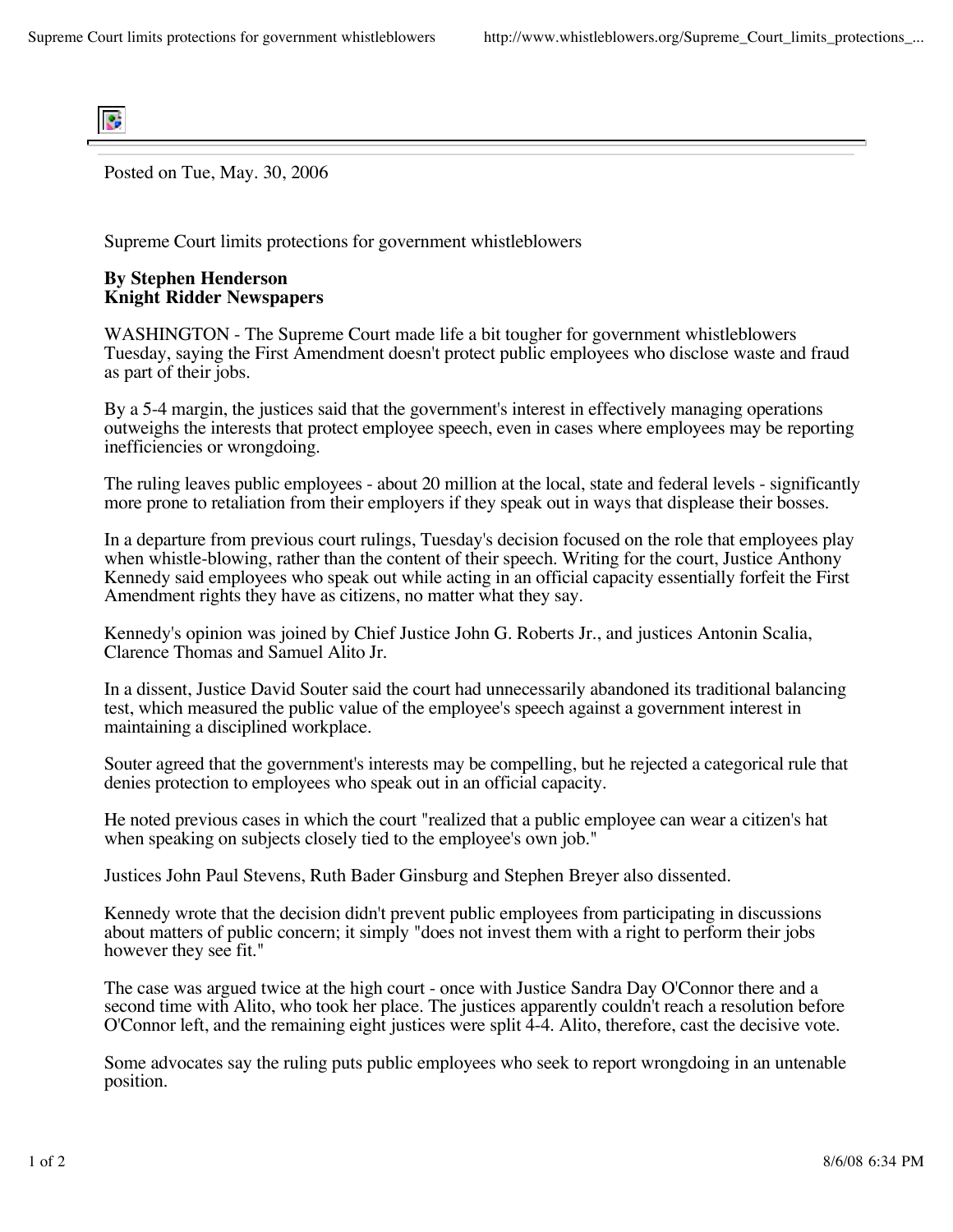Posted on Tue, May. 30, 2006

# Supreme Court limits protections for government whistleblowers

**By Stephen Henderson**
**Knight Ridder Newspapers**

WASHINGTON - The Supreme Court made life a bit tougher for government whistleblowers Tuesday, saying the First Amendment doesn't protect public employees who disclose waste and fraud as part of their jobs.

By a 5-4 margin, the justices said that the government's interest in effectively managing operations outweighs the interests that protect employee speech, even in cases where employees may be reporting inefficiencies or wrongdoing.

The ruling leaves public employees - about 20 million at the local, state and federal levels - significantly more prone to retaliation from their employers if they speak out in ways that displease their bosses.

In a departure from previous court rulings, Tuesday's decision focused on the role that employees play when whistle-blowing, rather than the content of their speech. Writing for the court, Justice Anthony Kennedy said employees who speak out while acting in an official capacity essentially forfeit the First Amendment rights they have as citizens, no matter what they say.

Kennedy's opinion was joined by Chief Justice John G. Roberts Jr., and justices Antonin Scalia, Clarence Thomas and Samuel Alito Jr.

In a dissent, Justice David Souter said the court had unnecessarily abandoned its traditional balancing test, which measured the public value of the employee's speech against a government interest in maintaining a disciplined workplace.

Souter agreed that the government's interests may be compelling, but he rejected a categorical rule that denies protection to employees who speak out in an official capacity.

He noted previous cases in which the court "realized that a public employee can wear a citizen's hat when speaking on subjects closely tied to the employee's own job."

Justices John Paul Stevens, Ruth Bader Ginsburg and Stephen Breyer also dissented.

Kennedy wrote that the decision didn't prevent public employees from participating in discussions about matters of public concern; it simply "does not invest them with a right to perform their jobs however they see fit."

The case was argued twice at the high court - once with Justice Sandra Day O'Connor there and a second time with Alito, who took her place. The justices apparently couldn't reach a resolution before O'Connor left, and the remaining eight justices were split 4-4. Alito, therefore, cast the decisive vote.

Some advocates say the ruling puts public employees who seek to report wrongdoing in an untenable position.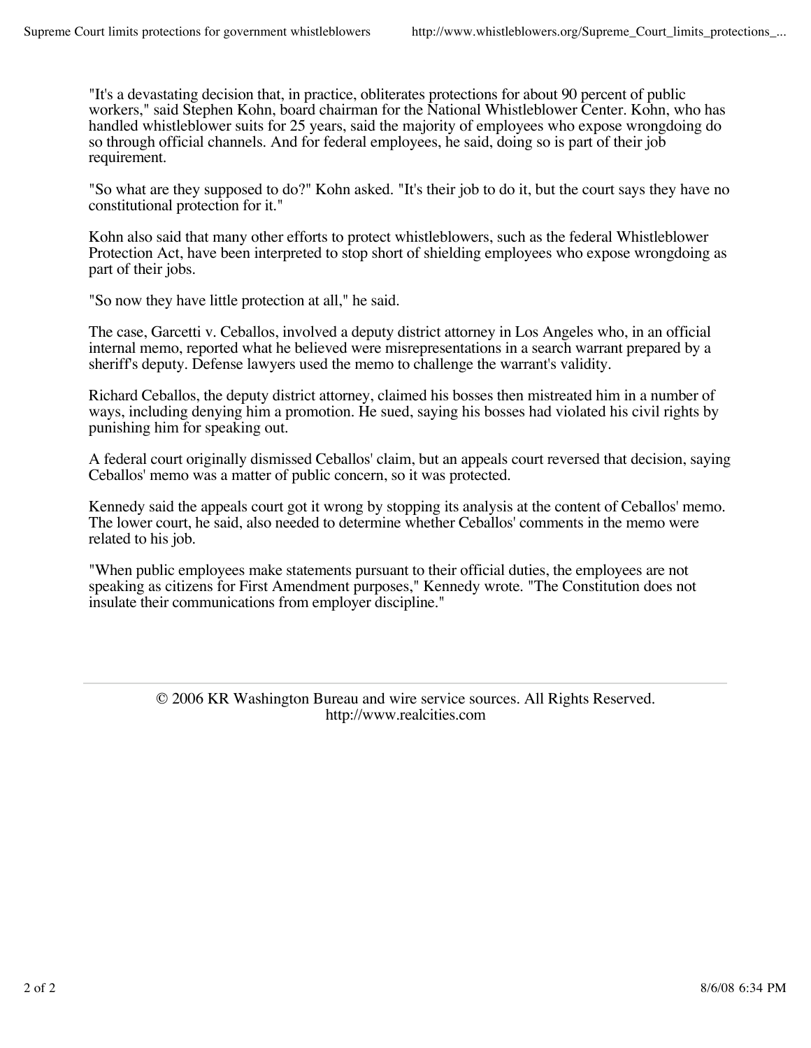"It's a devastating decision that, in practice, obliterates protections for about 90 percent of public workers," said Stephen Kohn, board chairman for the National Whistleblower Center. Kohn, who has handled whistleblower suits for 25 years, said the majority of employees who expose wrongdoing do so through official channels. And for federal employees, he said, doing so is part of their job requirement.

"So what are they supposed to do?" Kohn asked. "It's their job to do it, but the court says they have no constitutional protection for it."

Kohn also said that many other efforts to protect whistleblowers, such as the federal Whistleblower Protection Act, have been interpreted to stop short of shielding employees who expose wrongdoing as part of their jobs.

"So now they have little protection at all," he said.

The case, Garcetti v. Ceballos, involved a deputy district attorney in Los Angeles who, in an official internal memo, reported what he believed were misrepresentations in a search warrant prepared by a sheriff's deputy. Defense lawyers used the memo to challenge the warrant's validity.

Richard Ceballos, the deputy district attorney, claimed his bosses then mistreated him in a number of ways, including denying him a promotion. He sued, saying his bosses had violated his civil rights by punishing him for speaking out.

A federal court originally dismissed Ceballos' claim, but an appeals court reversed that decision, saying Ceballos' memo was a matter of public concern, so it was protected.

Kennedy said the appeals court got it wrong by stopping its analysis at the content of Ceballos' memo. The lower court, he said, also needed to determine whether Ceballos' comments in the memo were related to his job.

"When public employees make statements pursuant to their official duties, the employees are not speaking as citizens for First Amendment purposes," Kennedy wrote. "The Constitution does not insulate their communications from employer discipline."

---

© 2006 KR Washington Bureau and wire service sources. All Rights Reserved.
http://www.realcities.com